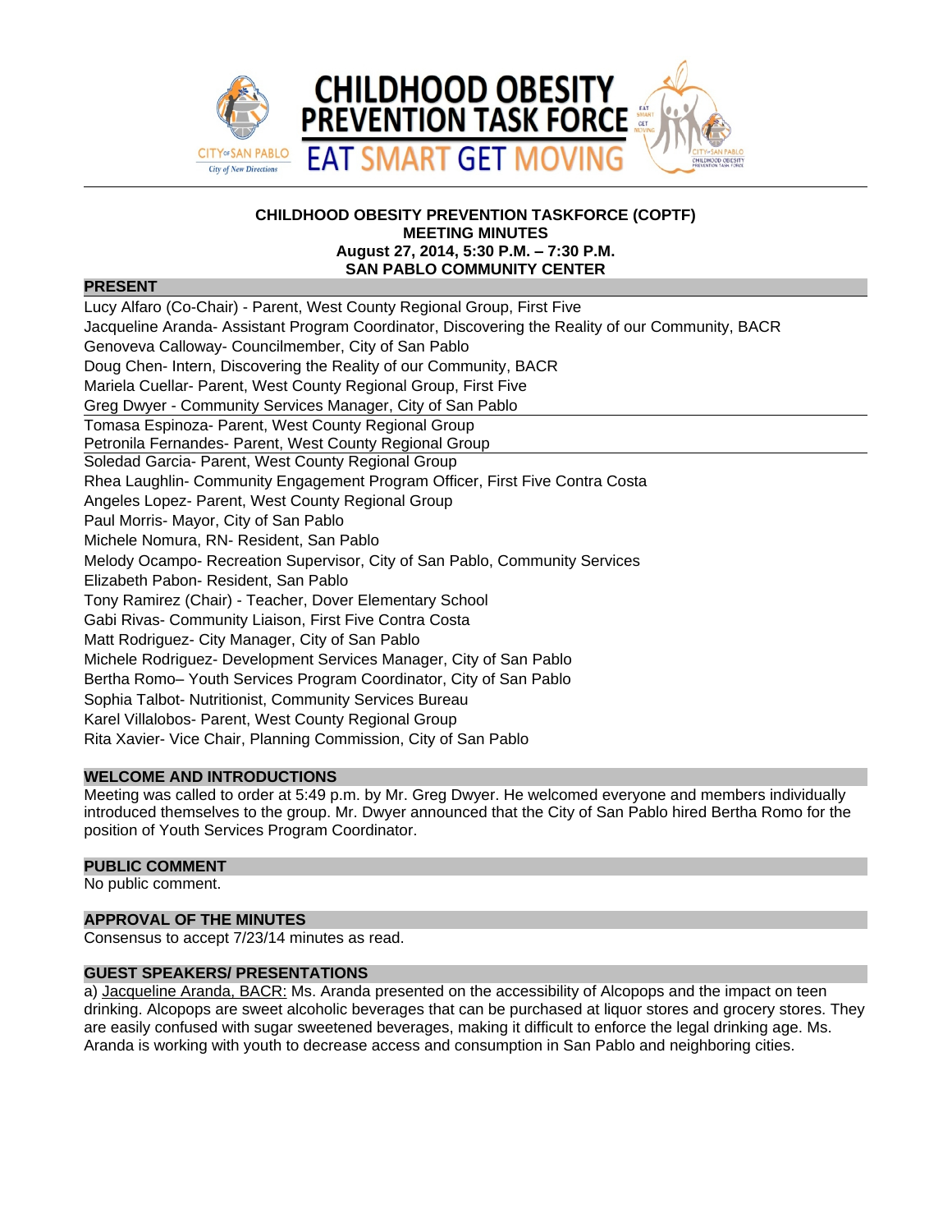# CHILDHOOD OBESITY PREVENTION TASK FORCE

## EAT SMART GET MOVING

**CHILDHOOD OBESITY PREVENTION TASKFORCE (COPTF)**
**MEETING MINUTES**
**August 27, 2014, 5:30 P.M. – 7:30 P.M.**
**SAN PABLO COMMUNITY CENTER**

### PRESENT

Lucy Alfaro (Co-Chair) - Parent, West County Regional Group, First Five
Jacqueline Aranda- Assistant Program Coordinator, Discovering the Reality of our Community, BACR
Genoveva Calloway- Councilmember, City of San Pablo
Doug Chen- Intern, Discovering the Reality of our Community, BACR
Mariela Cuellar- Parent, West County Regional Group, First Five
Greg Dwyer - Community Services Manager, City of San Pablo
Tomasa Espinoza- Parent, West County Regional Group
Petronila Fernandes- Parent, West County Regional Group
Soledad Garcia- Parent, West County Regional Group
Rhea Laughlin- Community Engagement Program Officer, First Five Contra Costa
Angeles Lopez- Parent, West County Regional Group
Paul Morris- Mayor, City of San Pablo
Michele Nomura, RN- Resident, San Pablo
Melody Ocampo- Recreation Supervisor, City of San Pablo, Community Services
Elizabeth Pabon- Resident, San Pablo
Tony Ramirez (Chair) - Teacher, Dover Elementary School
Gabi Rivas- Community Liaison, First Five Contra Costa
Matt Rodriguez- City Manager, City of San Pablo
Michele Rodriguez- Development Services Manager, City of San Pablo
Bertha Romo– Youth Services Program Coordinator, City of San Pablo
Sophia Talbot- Nutritionist, Community Services Bureau
Karel Villalobos- Parent, West County Regional Group
Rita Xavier- Vice Chair, Planning Commission, City of San Pablo

### WELCOME AND INTRODUCTIONS

Meeting was called to order at 5:49 p.m. by Mr. Greg Dwyer. He welcomed everyone and members individually introduced themselves to the group. Mr. Dwyer announced that the City of San Pablo hired Bertha Romo for the position of Youth Services Program Coordinator.

### PUBLIC COMMENT

No public comment.

### APPROVAL OF THE MINUTES

Consensus to accept 7/23/14 minutes as read.

### GUEST SPEAKERS/ PRESENTATIONS

a) Jacqueline Aranda, BACR: Ms. Aranda presented on the accessibility of Alcopops and the impact on teen drinking. Alcopops are sweet alcoholic beverages that can be purchased at liquor stores and grocery stores. They are easily confused with sugar sweetened beverages, making it difficult to enforce the legal drinking age. Ms. Aranda is working with youth to decrease access and consumption in San Pablo and neighboring cities.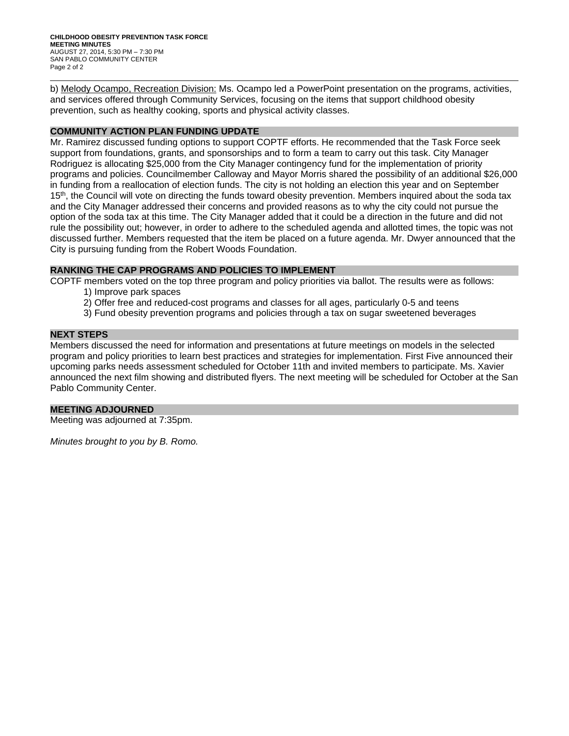b) Melody Ocampo, Recreation Division: Ms. Ocampo led a PowerPoint presentation on the programs, activities, and services offered through Community Services, focusing on the items that support childhood obesity prevention, such as healthy cooking, sports and physical activity classes.

## COMMUNITY ACTION PLAN FUNDING UPDATE

Mr. Ramirez discussed funding options to support COPTF efforts. He recommended that the Task Force seek support from foundations, grants, and sponsorships and to form a team to carry out this task. City Manager Rodriguez is allocating $25,000 from the City Manager contingency fund for the implementation of priority programs and policies. Councilmember Calloway and Mayor Morris shared the possibility of an additional $26,000 in funding from a reallocation of election funds. The city is not holding an election this year and on September 15th, the Council will vote on directing the funds toward obesity prevention. Members inquired about the soda tax and the City Manager addressed their concerns and provided reasons as to why the city could not pursue the option of the soda tax at this time. The City Manager added that it could be a direction in the future and did not rule the possibility out; however, in order to adhere to the scheduled agenda and allotted times, the topic was not discussed further. Members requested that the item be placed on a future agenda. Mr. Dwyer announced that the City is pursuing funding from the Robert Woods Foundation.

## RANKING THE CAP PROGRAMS AND POLICIES TO IMPLEMENT

COPTF members voted on the top three program and policy priorities via ballot. The results were as follows:

1) Improve park spaces
2) Offer free and reduced-cost programs and classes for all ages, particularly 0-5 and teens
3) Fund obesity prevention programs and policies through a tax on sugar sweetened beverages

## NEXT STEPS

Members discussed the need for information and presentations at future meetings on models in the selected program and policy priorities to learn best practices and strategies for implementation. First Five announced their upcoming parks needs assessment scheduled for October 11th and invited members to participate. Ms. Xavier announced the next film showing and distributed flyers. The next meeting will be scheduled for October at the San Pablo Community Center.

## MEETING ADJOURNED

Meeting was adjourned at 7:35pm.

*Minutes brought to you by B. Romo.*